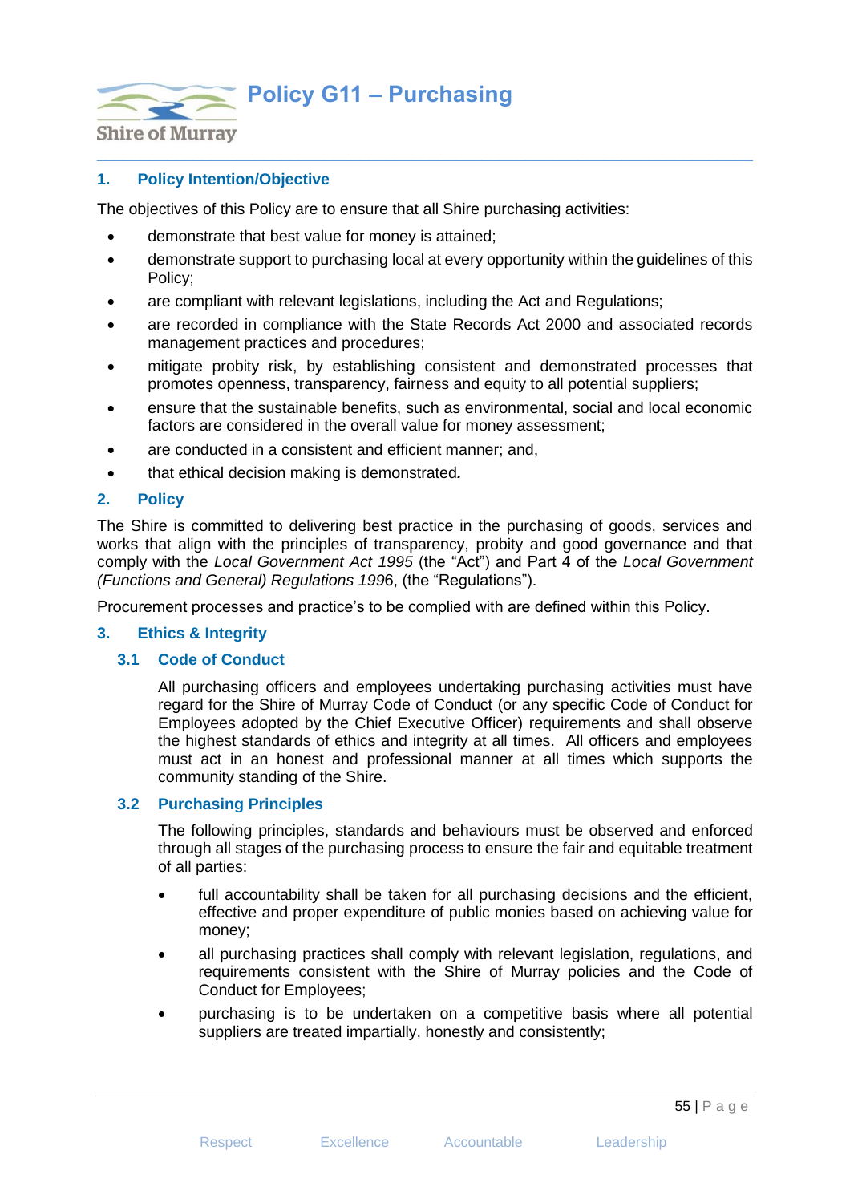# Policy G11 – Purchasing

## 1. Policy Intention/Objective

The objectives of this Policy are to ensure that all Shire purchasing activities:

- demonstrate that best value for money is attained;
- demonstrate support to purchasing local at every opportunity within the guidelines of this Policy;
- are compliant with relevant legislations, including the Act and Regulations;
- are recorded in compliance with the State Records Act 2000 and associated records management practices and procedures;
- mitigate probity risk, by establishing consistent and demonstrated processes that promotes openness, transparency, fairness and equity to all potential suppliers;
- ensure that the sustainable benefits, such as environmental, social and local economic factors are considered in the overall value for money assessment;
- are conducted in a consistent and efficient manner; and,
- that ethical decision making is demonstrated*.*

## 2. Policy

The Shire is committed to delivering best practice in the purchasing of goods, services and works that align with the principles of transparency, probity and good governance and that comply with the *Local Government Act 1995* (the "Act") and Part 4 of the *Local Government (Functions and General) Regulations 199*6, (the "Regulations").

Procurement processes and practice's to be complied with are defined within this Policy.

## 3. Ethics & Integrity

### 3.1 Code of Conduct

All purchasing officers and employees undertaking purchasing activities must have regard for the Shire of Murray Code of Conduct (or any specific Code of Conduct for Employees adopted by the Chief Executive Officer) requirements and shall observe the highest standards of ethics and integrity at all times. All officers and employees must act in an honest and professional manner at all times which supports the community standing of the Shire.

### 3.2 Purchasing Principles

The following principles, standards and behaviours must be observed and enforced through all stages of the purchasing process to ensure the fair and equitable treatment of all parties:

- full accountability shall be taken for all purchasing decisions and the efficient, effective and proper expenditure of public monies based on achieving value for money;
- all purchasing practices shall comply with relevant legislation, regulations, and requirements consistent with the Shire of Murray policies and the Code of Conduct for Employees;
- purchasing is to be undertaken on a competitive basis where all potential suppliers are treated impartially, honestly and consistently;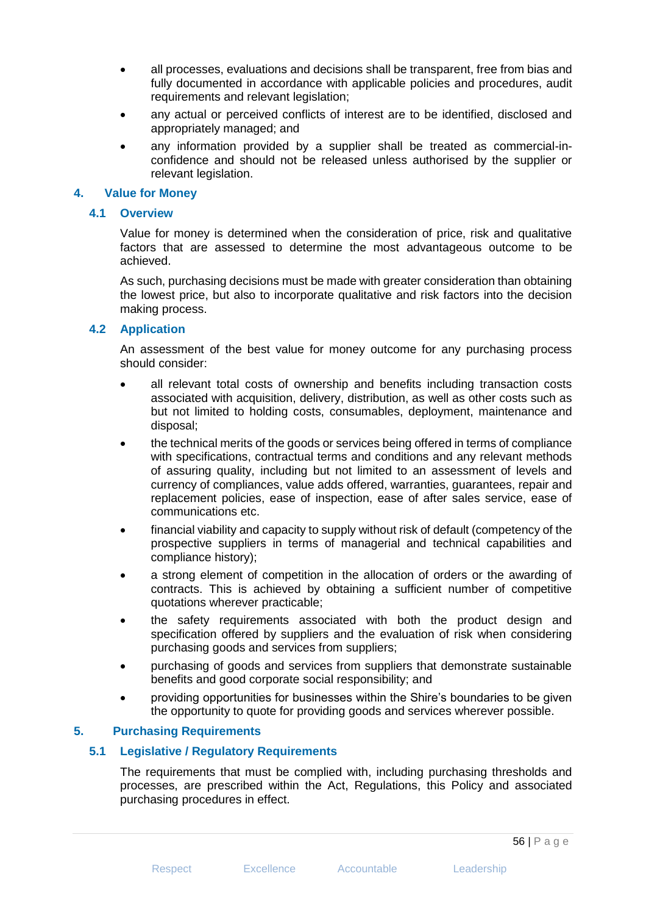- all processes, evaluations and decisions shall be transparent, free from bias and fully documented in accordance with applicable policies and procedures, audit requirements and relevant legislation;
- any actual or perceived conflicts of interest are to be identified, disclosed and appropriately managed; and
- any information provided by a supplier shall be treated as commercial-in-confidence and should not be released unless authorised by the supplier or relevant legislation.

## 4. Value for Money

### 4.1 Overview

Value for money is determined when the consideration of price, risk and qualitative factors that are assessed to determine the most advantageous outcome to be achieved.

As such, purchasing decisions must be made with greater consideration than obtaining the lowest price, but also to incorporate qualitative and risk factors into the decision making process.

### 4.2 Application

An assessment of the best value for money outcome for any purchasing process should consider:

- all relevant total costs of ownership and benefits including transaction costs associated with acquisition, delivery, distribution, as well as other costs such as but not limited to holding costs, consumables, deployment, maintenance and disposal;
- the technical merits of the goods or services being offered in terms of compliance with specifications, contractual terms and conditions and any relevant methods of assuring quality, including but not limited to an assessment of levels and currency of compliances, value adds offered, warranties, guarantees, repair and replacement policies, ease of inspection, ease of after sales service, ease of communications etc.
- financial viability and capacity to supply without risk of default (competency of the prospective suppliers in terms of managerial and technical capabilities and compliance history);
- a strong element of competition in the allocation of orders or the awarding of contracts. This is achieved by obtaining a sufficient number of competitive quotations wherever practicable;
- the safety requirements associated with both the product design and specification offered by suppliers and the evaluation of risk when considering purchasing goods and services from suppliers;
- purchasing of goods and services from suppliers that demonstrate sustainable benefits and good corporate social responsibility; and
- providing opportunities for businesses within the Shire's boundaries to be given the opportunity to quote for providing goods and services wherever possible.

## 5. Purchasing Requirements

### 5.1 Legislative / Regulatory Requirements

The requirements that must be complied with, including purchasing thresholds and processes, are prescribed within the Act, Regulations, this Policy and associated purchasing procedures in effect.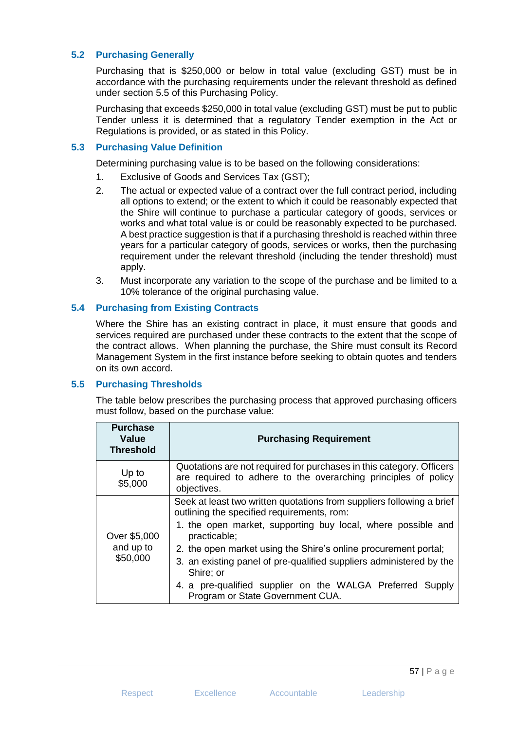### 5.2 Purchasing Generally

Purchasing that is $250,000 or below in total value (excluding GST) must be in accordance with the purchasing requirements under the relevant threshold as defined under section 5.5 of this Purchasing Policy.

Purchasing that exceeds $250,000 in total value (excluding GST) must be put to public Tender unless it is determined that a regulatory Tender exemption in the Act or Regulations is provided, or as stated in this Policy.

### 5.3 Purchasing Value Definition

Determining purchasing value is to be based on the following considerations:

1. Exclusive of Goods and Services Tax (GST);
2. The actual or expected value of a contract over the full contract period, including all options to extend; or the extent to which it could be reasonably expected that the Shire will continue to purchase a particular category of goods, services or works and what total value is or could be reasonably expected to be purchased. A best practice suggestion is that if a purchasing threshold is reached within three years for a particular category of goods, services or works, then the purchasing requirement under the relevant threshold (including the tender threshold) must apply.
3. Must incorporate any variation to the scope of the purchase and be limited to a 10% tolerance of the original purchasing value.

### 5.4 Purchasing from Existing Contracts

Where the Shire has an existing contract in place, it must ensure that goods and services required are purchased under these contracts to the extent that the scope of the contract allows. When planning the purchase, the Shire must consult its Record Management System in the first instance before seeking to obtain quotes and tenders on its own accord.

### 5.5 Purchasing Thresholds

The table below prescribes the purchasing process that approved purchasing officers must follow, based on the purchase value:

| Purchase Value Threshold | Purchasing Requirement |
|---|---|
| Up to $5,000 | Quotations are not required for purchases in this category. Officers are required to adhere to the overarching principles of policy objectives. |
| Over $5,000 and up to $50,000 | Seek at least two written quotations from suppliers following a brief outlining the specified requirements, rom:<br>1. the open market, supporting buy local, where possible and practicable;<br>2. the open market using the Shire's online procurement portal;<br>3. an existing panel of pre-qualified suppliers administered by the Shire; or<br>4. a pre-qualified supplier on the WALGA Preferred Supply Program or State Government CUA. |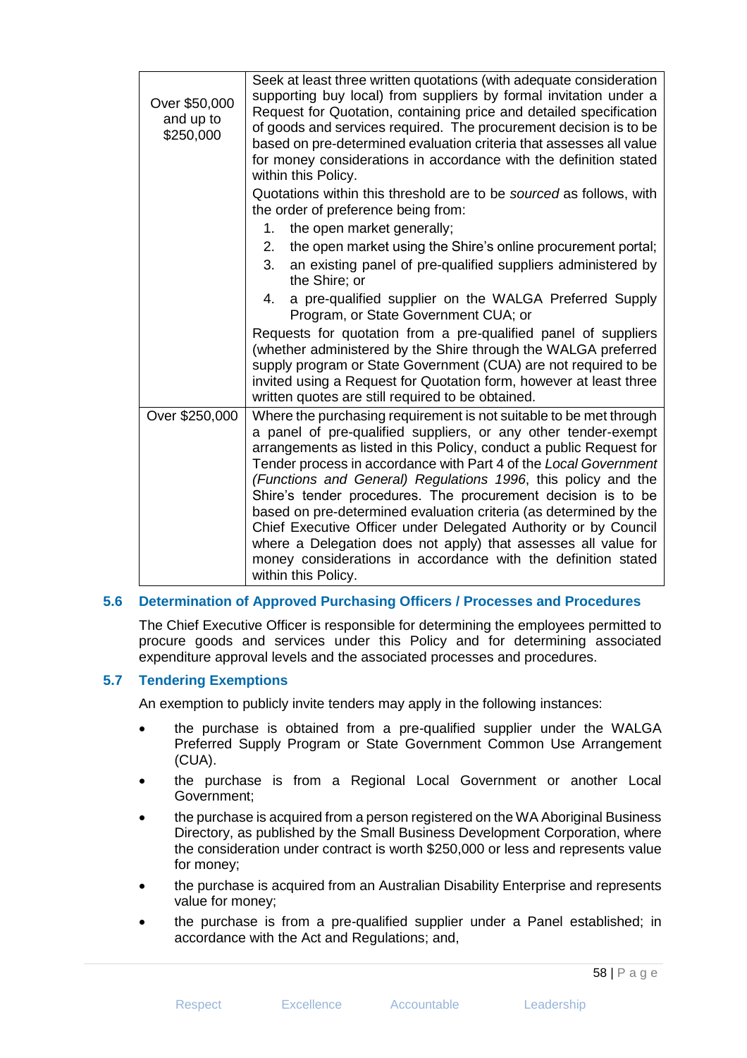| | |
|---|---|
| Over $50,000 and up to $250,000 | Seek at least three written quotations (with adequate consideration supporting buy local) from suppliers by formal invitation under a Request for Quotation, containing price and detailed specification of goods and services required. The procurement decision is to be based on pre-determined evaluation criteria that assesses all value for money considerations in accordance with the definition stated within this Policy.<br>Quotations within this threshold are to be *sourced* as follows, with the order of preference being from:<br>1. the open market generally;<br>2. the open market using the Shire's online procurement portal;<br>3. an existing panel of pre-qualified suppliers administered by the Shire; or<br>4. a pre-qualified supplier on the WALGA Preferred Supply Program, or State Government CUA; or<br>Requests for quotation from a pre-qualified panel of suppliers (whether administered by the Shire through the WALGA preferred supply program or State Government (CUA) are not required to be invited using a Request for Quotation form, however at least three written quotes are still required to be obtained. |
| Over $250,000 | Where the purchasing requirement is not suitable to be met through a panel of pre-qualified suppliers, or any other tender-exempt arrangements as listed in this Policy, conduct a public Request for Tender process in accordance with Part 4 of the *Local Government (Functions and General) Regulations 1996*, this policy and the Shire's tender procedures. The procurement decision is to be based on pre-determined evaluation criteria (as determined by the Chief Executive Officer under Delegated Authority or by Council where a Delegation does not apply) that assesses all value for money considerations in accordance with the definition stated within this Policy. |

### 5.6 Determination of Approved Purchasing Officers / Processes and Procedures

The Chief Executive Officer is responsible for determining the employees permitted to procure goods and services under this Policy and for determining associated expenditure approval levels and the associated processes and procedures.

### 5.7 Tendering Exemptions

An exemption to publicly invite tenders may apply in the following instances:

- the purchase is obtained from a pre-qualified supplier under the WALGA Preferred Supply Program or State Government Common Use Arrangement (CUA).
- the purchase is from a Regional Local Government or another Local Government;
- the purchase is acquired from a person registered on the WA Aboriginal Business Directory, as published by the Small Business Development Corporation, where the consideration under contract is worth $250,000 or less and represents value for money;
- the purchase is acquired from an Australian Disability Enterprise and represents value for money;
- the purchase is from a pre-qualified supplier under a Panel established; in accordance with the Act and Regulations; and,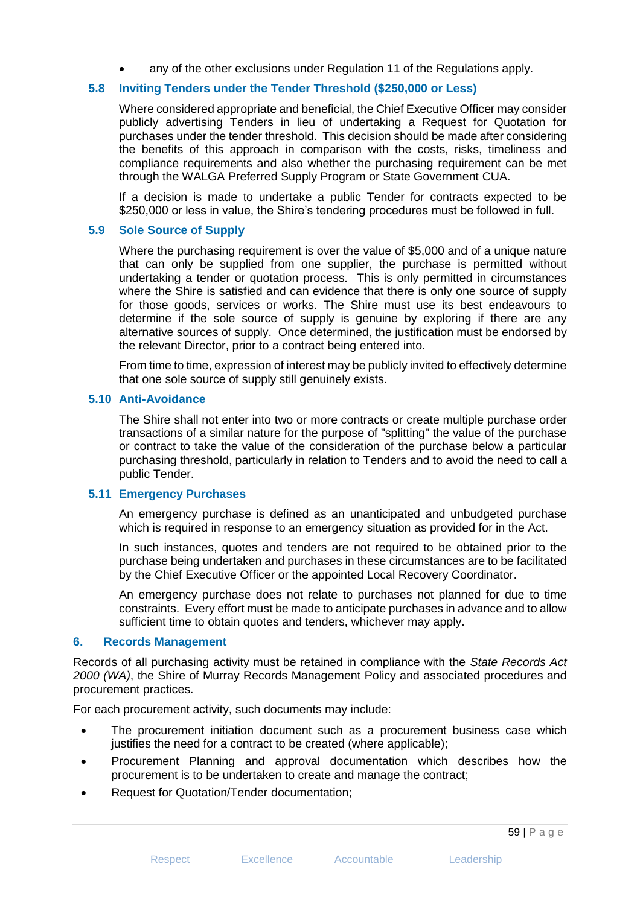- any of the other exclusions under Regulation 11 of the Regulations apply.

### 5.8 Inviting Tenders under the Tender Threshold ($250,000 or Less)

Where considered appropriate and beneficial, the Chief Executive Officer may consider publicly advertising Tenders in lieu of undertaking a Request for Quotation for purchases under the tender threshold. This decision should be made after considering the benefits of this approach in comparison with the costs, risks, timeliness and compliance requirements and also whether the purchasing requirement can be met through the WALGA Preferred Supply Program or State Government CUA.

If a decision is made to undertake a public Tender for contracts expected to be $250,000 or less in value, the Shire's tendering procedures must be followed in full.

### 5.9 Sole Source of Supply

Where the purchasing requirement is over the value of $5,000 and of a unique nature that can only be supplied from one supplier, the purchase is permitted without undertaking a tender or quotation process. This is only permitted in circumstances where the Shire is satisfied and can evidence that there is only one source of supply for those goods, services or works. The Shire must use its best endeavours to determine if the sole source of supply is genuine by exploring if there are any alternative sources of supply. Once determined, the justification must be endorsed by the relevant Director, prior to a contract being entered into.

From time to time, expression of interest may be publicly invited to effectively determine that one sole source of supply still genuinely exists.

### 5.10 Anti-Avoidance

The Shire shall not enter into two or more contracts or create multiple purchase order transactions of a similar nature for the purpose of "splitting" the value of the purchase or contract to take the value of the consideration of the purchase below a particular purchasing threshold, particularly in relation to Tenders and to avoid the need to call a public Tender.

### 5.11 Emergency Purchases

An emergency purchase is defined as an unanticipated and unbudgeted purchase which is required in response to an emergency situation as provided for in the Act.

In such instances, quotes and tenders are not required to be obtained prior to the purchase being undertaken and purchases in these circumstances are to be facilitated by the Chief Executive Officer or the appointed Local Recovery Coordinator.

An emergency purchase does not relate to purchases not planned for due to time constraints. Every effort must be made to anticipate purchases in advance and to allow sufficient time to obtain quotes and tenders, whichever may apply.

## 6. Records Management

Records of all purchasing activity must be retained in compliance with the *State Records Act 2000 (WA)*, the Shire of Murray Records Management Policy and associated procedures and procurement practices.

For each procurement activity, such documents may include:

- The procurement initiation document such as a procurement business case which justifies the need for a contract to be created (where applicable);
- Procurement Planning and approval documentation which describes how the procurement is to be undertaken to create and manage the contract;
- Request for Quotation/Tender documentation;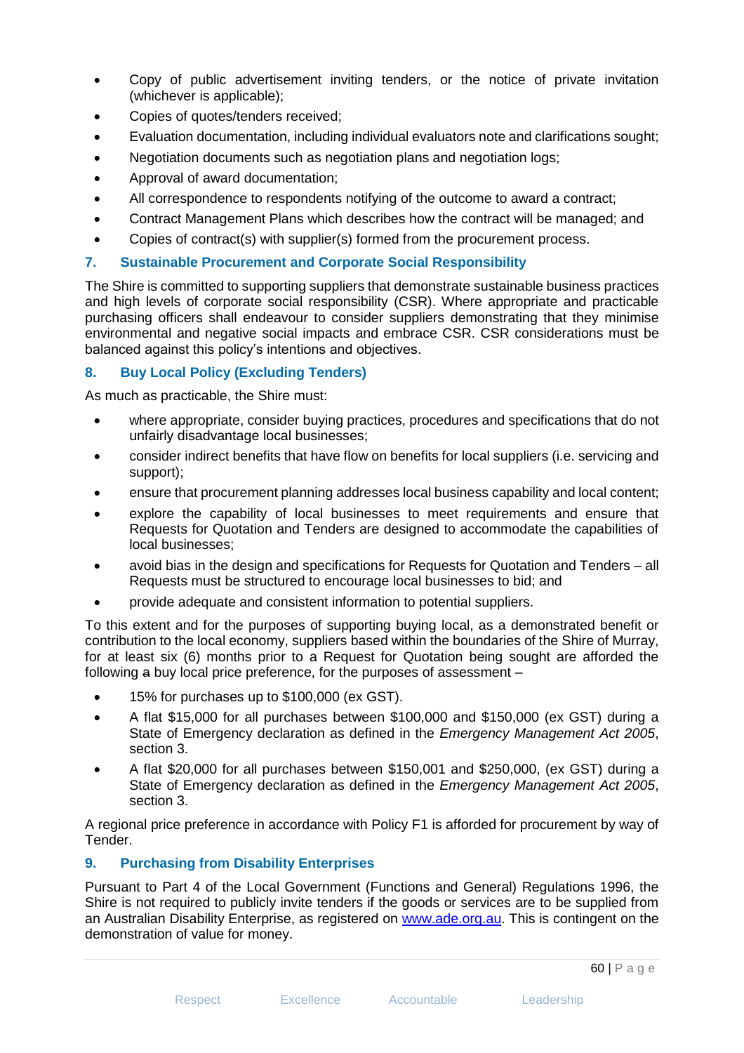- Copy of public advertisement inviting tenders, or the notice of private invitation (whichever is applicable);
- Copies of quotes/tenders received;
- Evaluation documentation, including individual evaluators note and clarifications sought;
- Negotiation documents such as negotiation plans and negotiation logs;
- Approval of award documentation;
- All correspondence to respondents notifying of the outcome to award a contract;
- Contract Management Plans which describes how the contract will be managed; and
- Copies of contract(s) with supplier(s) formed from the procurement process.

## 7. Sustainable Procurement and Corporate Social Responsibility

The Shire is committed to supporting suppliers that demonstrate sustainable business practices and high levels of corporate social responsibility (CSR). Where appropriate and practicable purchasing officers shall endeavour to consider suppliers demonstrating that they minimise environmental and negative social impacts and embrace CSR. CSR considerations must be balanced against this policy's intentions and objectives.

## 8. Buy Local Policy (Excluding Tenders)

As much as practicable, the Shire must:

- where appropriate, consider buying practices, procedures and specifications that do not unfairly disadvantage local businesses;
- consider indirect benefits that have flow on benefits for local suppliers (i.e. servicing and support);
- ensure that procurement planning addresses local business capability and local content;
- explore the capability of local businesses to meet requirements and ensure that Requests for Quotation and Tenders are designed to accommodate the capabilities of local businesses;
- avoid bias in the design and specifications for Requests for Quotation and Tenders – all Requests must be structured to encourage local businesses to bid; and
- provide adequate and consistent information to potential suppliers.

To this extent and for the purposes of supporting buying local, as a demonstrated benefit or contribution to the local economy, suppliers based within the boundaries of the Shire of Murray, for at least six (6) months prior to a Request for Quotation being sought are afforded the following ~~a~~ buy local price preference, for the purposes of assessment –

- 15% for purchases up to $100,000 (ex GST).
- A flat $15,000 for all purchases between $100,000 and $150,000 (ex GST) during a State of Emergency declaration as defined in the *Emergency Management Act 2005*, section 3.
- A flat $20,000 for all purchases between $150,001 and $250,000, (ex GST) during a State of Emergency declaration as defined in the *Emergency Management Act 2005*, section 3.

A regional price preference in accordance with Policy F1 is afforded for procurement by way of Tender.

## 9. Purchasing from Disability Enterprises

Pursuant to Part 4 of the Local Government (Functions and General) Regulations 1996, the Shire is not required to publicly invite tenders if the goods or services are to be supplied from an Australian Disability Enterprise, as registered on [www.ade.org.au](http://www.ade.org.au). This is contingent on the demonstration of value for money.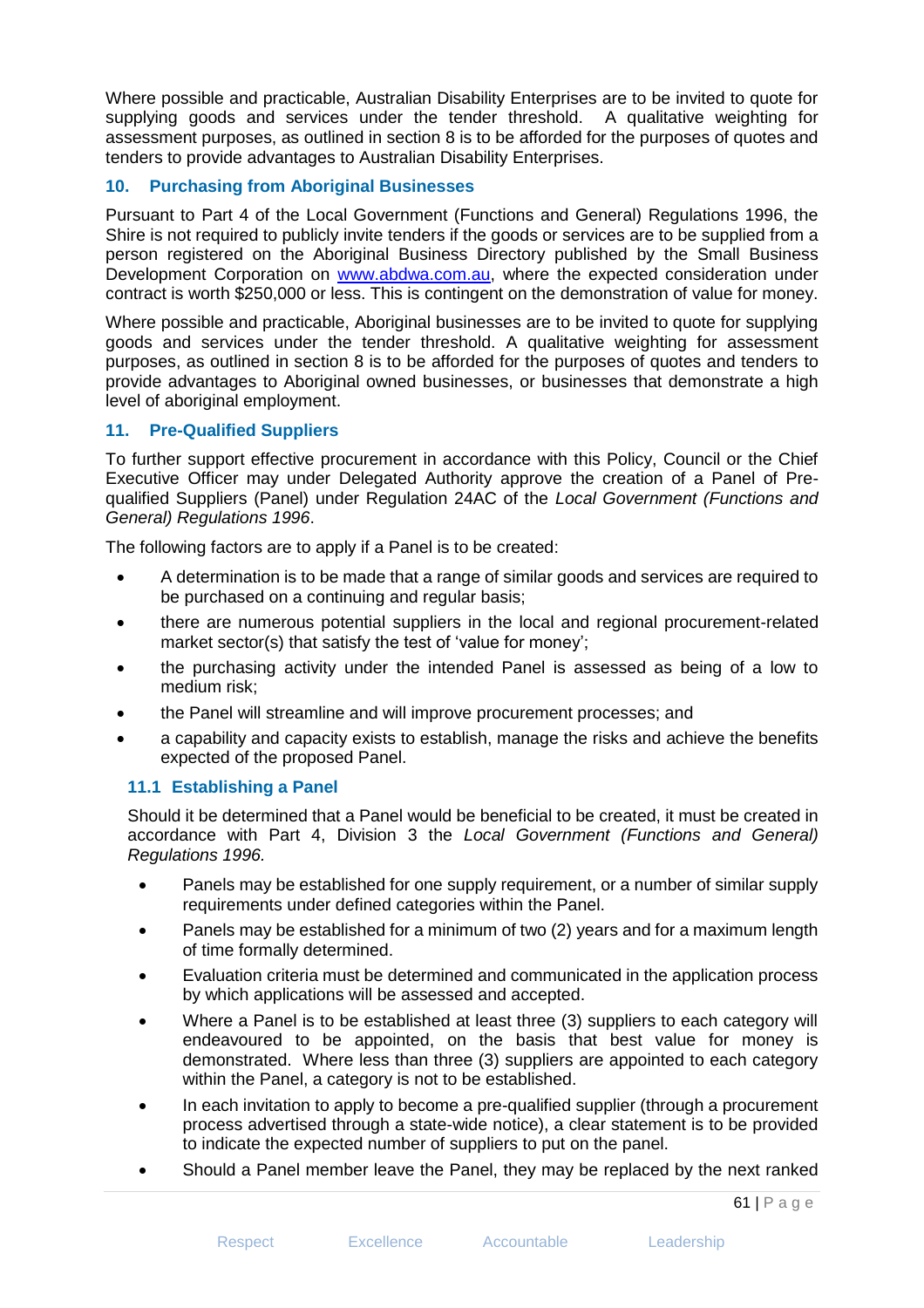Where possible and practicable, Australian Disability Enterprises are to be invited to quote for supplying goods and services under the tender threshold. A qualitative weighting for assessment purposes, as outlined in section 8 is to be afforded for the purposes of quotes and tenders to provide advantages to Australian Disability Enterprises.

## 10. Purchasing from Aboriginal Businesses

Pursuant to Part 4 of the Local Government (Functions and General) Regulations 1996, the Shire is not required to publicly invite tenders if the goods or services are to be supplied from a person registered on the Aboriginal Business Directory published by the Small Business Development Corporation on [www.abdwa.com.au](http://www.abdwa.com.au), where the expected consideration under contract is worth $250,000 or less. This is contingent on the demonstration of value for money.

Where possible and practicable, Aboriginal businesses are to be invited to quote for supplying goods and services under the tender threshold. A qualitative weighting for assessment purposes, as outlined in section 8 is to be afforded for the purposes of quotes and tenders to provide advantages to Aboriginal owned businesses, or businesses that demonstrate a high level of aboriginal employment.

## 11. Pre-Qualified Suppliers

To further support effective procurement in accordance with this Policy, Council or the Chief Executive Officer may under Delegated Authority approve the creation of a Panel of Pre-qualified Suppliers (Panel) under Regulation 24AC of the *Local Government (Functions and General) Regulations 1996*.

The following factors are to apply if a Panel is to be created:

- A determination is to be made that a range of similar goods and services are required to be purchased on a continuing and regular basis;
- there are numerous potential suppliers in the local and regional procurement-related market sector(s) that satisfy the test of 'value for money';
- the purchasing activity under the intended Panel is assessed as being of a low to medium risk;
- the Panel will streamline and will improve procurement processes; and
- a capability and capacity exists to establish, manage the risks and achieve the benefits expected of the proposed Panel.

### 11.1 Establishing a Panel

Should it be determined that a Panel would be beneficial to be created, it must be created in accordance with Part 4, Division 3 the *Local Government (Functions and General) Regulations 1996.*

- Panels may be established for one supply requirement, or a number of similar supply requirements under defined categories within the Panel.
- Panels may be established for a minimum of two (2) years and for a maximum length of time formally determined.
- Evaluation criteria must be determined and communicated in the application process by which applications will be assessed and accepted.
- Where a Panel is to be established at least three (3) suppliers to each category will endeavoured to be appointed, on the basis that best value for money is demonstrated. Where less than three (3) suppliers are appointed to each category within the Panel, a category is not to be established.
- In each invitation to apply to become a pre-qualified supplier (through a procurement process advertised through a state-wide notice), a clear statement is to be provided to indicate the expected number of suppliers to put on the panel.
- Should a Panel member leave the Panel, they may be replaced by the next ranked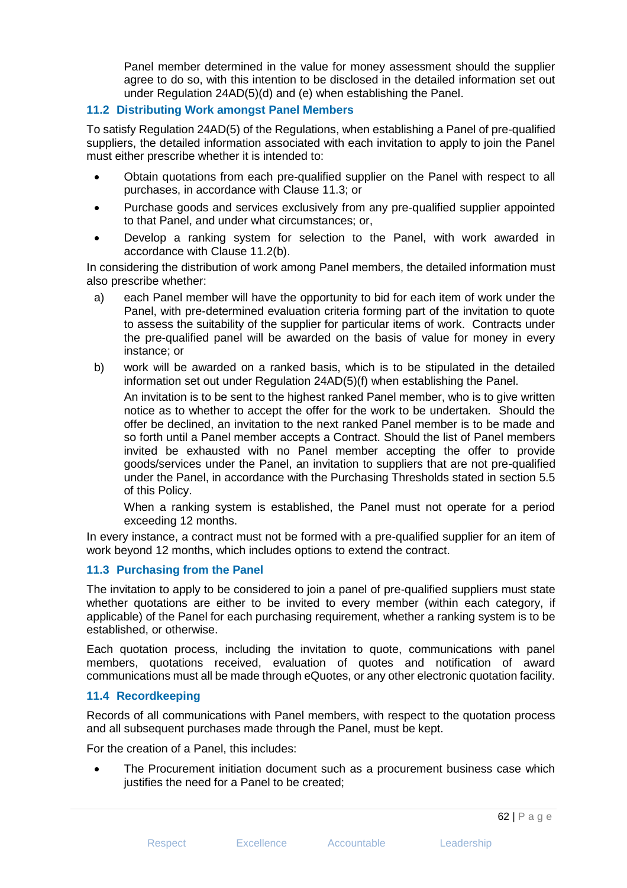Panel member determined in the value for money assessment should the supplier agree to do so, with this intention to be disclosed in the detailed information set out under Regulation 24AD(5)(d) and (e) when establishing the Panel.

### 11.2 Distributing Work amongst Panel Members

To satisfy Regulation 24AD(5) of the Regulations, when establishing a Panel of pre-qualified suppliers, the detailed information associated with each invitation to apply to join the Panel must either prescribe whether it is intended to:

- Obtain quotations from each pre-qualified supplier on the Panel with respect to all purchases, in accordance with Clause 11.3; or
- Purchase goods and services exclusively from any pre-qualified supplier appointed to that Panel, and under what circumstances; or,
- Develop a ranking system for selection to the Panel, with work awarded in accordance with Clause 11.2(b).

In considering the distribution of work among Panel members, the detailed information must also prescribe whether:

a) each Panel member will have the opportunity to bid for each item of work under the Panel, with pre-determined evaluation criteria forming part of the invitation to quote to assess the suitability of the supplier for particular items of work. Contracts under the pre-qualified panel will be awarded on the basis of value for money in every instance; or

b) work will be awarded on a ranked basis, which is to be stipulated in the detailed information set out under Regulation 24AD(5)(f) when establishing the Panel.

   An invitation is to be sent to the highest ranked Panel member, who is to give written notice as to whether to accept the offer for the work to be undertaken. Should the offer be declined, an invitation to the next ranked Panel member is to be made and so forth until a Panel member accepts a Contract. Should the list of Panel members invited be exhausted with no Panel member accepting the offer to provide goods/services under the Panel, an invitation to suppliers that are not pre-qualified under the Panel, in accordance with the Purchasing Thresholds stated in section 5.5 of this Policy.

   When a ranking system is established, the Panel must not operate for a period exceeding 12 months.

In every instance, a contract must not be formed with a pre-qualified supplier for an item of work beyond 12 months, which includes options to extend the contract.

### 11.3 Purchasing from the Panel

The invitation to apply to be considered to join a panel of pre-qualified suppliers must state whether quotations are either to be invited to every member (within each category, if applicable) of the Panel for each purchasing requirement, whether a ranking system is to be established, or otherwise.

Each quotation process, including the invitation to quote, communications with panel members, quotations received, evaluation of quotes and notification of award communications must all be made through eQuotes, or any other electronic quotation facility.

### 11.4 Recordkeeping

Records of all communications with Panel members, with respect to the quotation process and all subsequent purchases made through the Panel, must be kept.

For the creation of a Panel, this includes:

- The Procurement initiation document such as a procurement business case which justifies the need for a Panel to be created;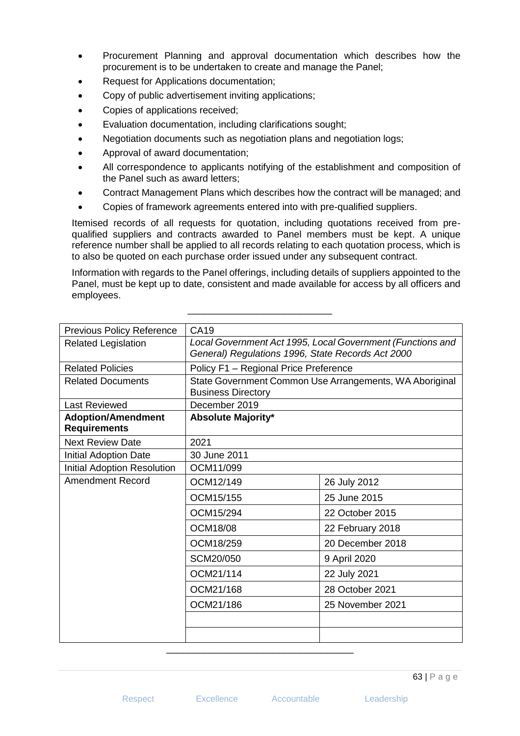- Procurement Planning and approval documentation which describes how the procurement is to be undertaken to create and manage the Panel;
- Request for Applications documentation;
- Copy of public advertisement inviting applications;
- Copies of applications received;
- Evaluation documentation, including clarifications sought;
- Negotiation documents such as negotiation plans and negotiation logs;
- Approval of award documentation;
- All correspondence to applicants notifying of the establishment and composition of the Panel such as award letters;
- Contract Management Plans which describes how the contract will be managed; and
- Copies of framework agreements entered into with pre-qualified suppliers.

Itemised records of all requests for quotation, including quotations received from pre-qualified suppliers and contracts awarded to Panel members must be kept. A unique reference number shall be applied to all records relating to each quotation process, which is to also be quoted on each purchase order issued under any subsequent contract.

Information with regards to the Panel offerings, including details of suppliers appointed to the Panel, must be kept up to date, consistent and made available for access by all officers and employees.

---

| | | |
|---|---|---|
| Previous Policy Reference | CA19 | |
| Related Legislation | *Local Government Act 1995, Local Government (Functions and General) Regulations 1996, State Records Act 2000* | |
| Related Policies | Policy F1 – Regional Price Preference | |
| Related Documents | State Government Common Use Arrangements, WA Aboriginal Business Directory | |
| Last Reviewed | December 2019 | |
| **Adoption/Amendment Requirements** | **Absolute Majority*** | |
| Next Review Date | 2021 | |
| Initial Adoption Date | 30 June 2011 | |
| Initial Adoption Resolution | OCM11/099 | |
| Amendment Record | OCM12/149 | 26 July 2012 |
| | OCM15/155 | 25 June 2015 |
| | OCM15/294 | 22 October 2015 |
| | OCM18/08 | 22 February 2018 |
| | OCM18/259 | 20 December 2018 |
| | SCM20/050 | 9 April 2020 |
| | OCM21/114 | 22 July 2021 |
| | OCM21/168 | 28 October 2021 |
| | OCM21/186 | 25 November 2021 |
| | | |
| | | |

---